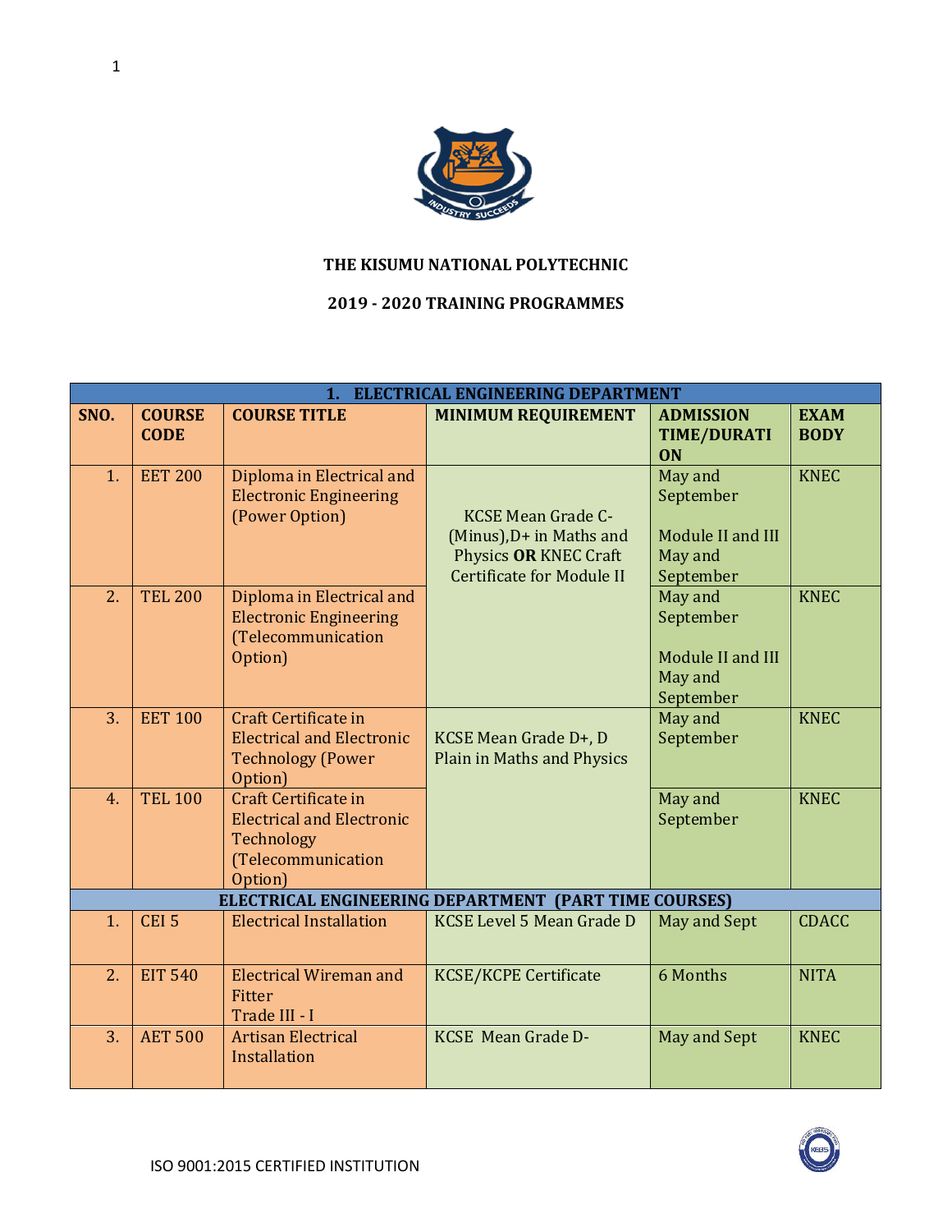# THE KISUMU NATIONAL POLYTECHNIC

## 2019 - 2020 TRAINING PROGRAMMES

| 1. ELECTRICAL ENGINEERING DEPARTMENT | | | | | |
|---|---|---|---|---|---|
| **SNO.** | **COURSE CODE** | **COURSE TITLE** | **MINIMUM REQUIREMENT** | **ADMISSION TIME/DURATION** | **EXAM BODY** |
| 1. | EET 200 | Diploma in Electrical and Electronic Engineering (Power Option) | KCSE Mean Grade C-(Minus),D+ in Maths and Physics **OR** KNEC Craft Certificate for Module II | May and September<br><br>Module II and III May and September | KNEC |
| 2. | TEL 200 | Diploma in Electrical and Electronic Engineering (Telecommunication Option) | | May and September<br><br>Module II and III May and September | KNEC |
| 3. | EET 100 | Craft Certificate in Electrical and Electronic Technology (Power Option) | KCSE Mean Grade D+, D Plain in Maths and Physics | May and September | KNEC |
| 4. | TEL 100 | Craft Certificate in Electrical and Electronic Technology (Telecommunication Option) | | May and September | KNEC |
| **ELECTRICAL ENGINEERING DEPARTMENT (PART TIME COURSES)** | | | | | |
| 1. | CEI 5 | Electrical Installation | KCSE Level 5 Mean Grade D | May and Sept | CDACC |
| 2. | EIT 540 | Electrical Wireman and Fitter<br>Trade III - I | KCSE/KCPE Certificate | 6 Months | NITA |
| 3. | AET 500 | Artisan Electrical Installation | KCSE Mean Grade D- | May and Sept | KNEC |

ISO 9001:2015 CERTIFIED INSTITUTION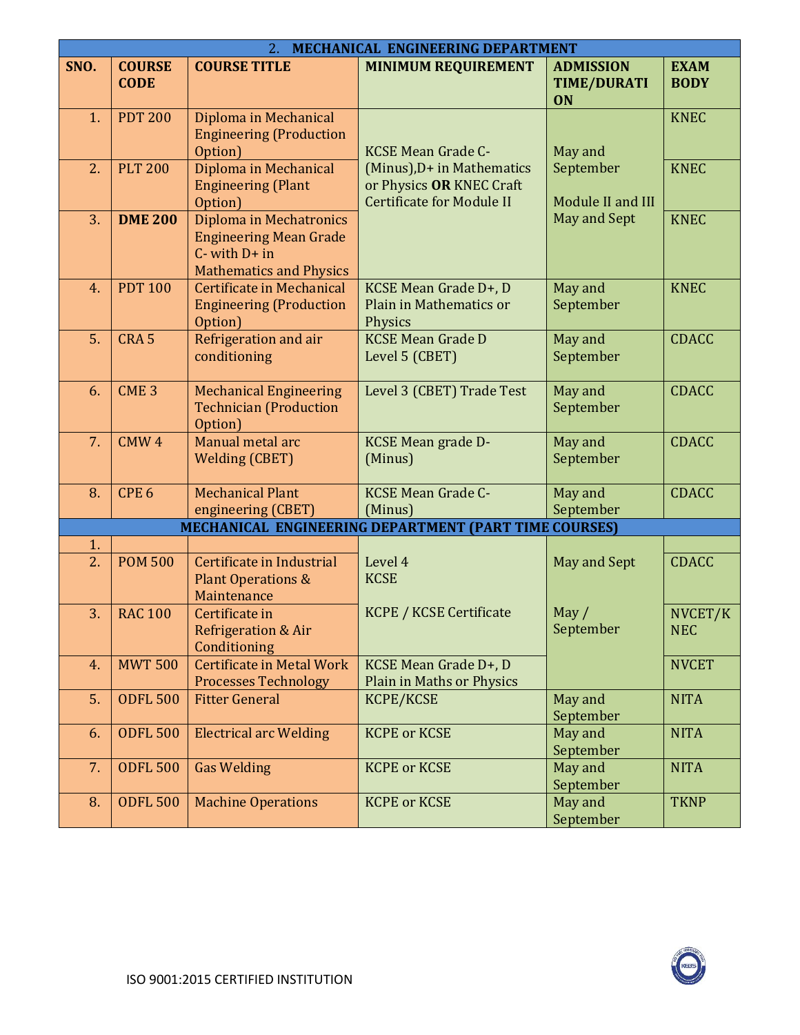## 2. MECHANICAL ENGINEERING DEPARTMENT

| SNO. | COURSE CODE | COURSE TITLE | MINIMUM REQUIREMENT | ADMISSION TIME/DURATION | EXAM BODY |
|---|---|---|---|---|---|
| 1. | PDT 200 | Diploma in Mechanical Engineering (Production Option) | KCSE Mean Grade C- (Minus),D+ in Mathematics or Physics **OR** KNEC Craft Certificate for Module II | May and September Module II and III May and Sept | KNEC |
| 2. | PLT 200 | Diploma in Mechanical Engineering (Plant Option) | | | KNEC |
| 3. | **DME 200** | Diploma in Mechatronics Engineering Mean Grade C- with D+ in Mathematics and Physics | | | KNEC |
| 4. | PDT 100 | Certificate in Mechanical Engineering (Production Option) | KCSE Mean Grade D+, D Plain in Mathematics or Physics | May and September | KNEC |
| 5. | CRA 5 | Refrigeration and air conditioning | KCSE Mean Grade D Level 5 (CBET) | May and September | CDACC |
| 6. | CME 3 | Mechanical Engineering Technician (Production Option) | Level 3 (CBET) Trade Test | May and September | CDACC |
| 7. | CMW 4 | Manual metal arc Welding (CBET) | KCSE Mean grade D- (Minus) | May and September | CDACC |
| 8. | CPE 6 | Mechanical Plant engineering (CBET) | KCSE Mean Grade C- (Minus) | May and September | CDACC |

### MECHANICAL ENGINEERING DEPARTMENT (PART TIME COURSES)

| SNO. | COURSE CODE | COURSE TITLE | MINIMUM REQUIREMENT | ADMISSION TIME/DURATION | EXAM BODY |
|---|---|---|---|---|---|
| 1. | | | | | |
| 2. | POM 500 | Certificate in Industrial Plant Operations & Maintenance | Level 4 KCSE | May and Sept | CDACC |
| 3. | RAC 100 | Certificate in Refrigeration & Air Conditioning | KCPE / KCSE Certificate | May / September | NVCET/KNEC |
| 4. | MWT 500 | Certificate in Metal Work Processes Technology | KCSE Mean Grade D+, D Plain in Maths or Physics | | NVCET |
| 5. | ODFL 500 | Fitter General | KCPE/KCSE | May and September | NITA |
| 6. | ODFL 500 | Electrical arc Welding | KCPE or KCSE | May and September | NITA |
| 7. | ODFL 500 | Gas Welding | KCPE or KCSE | May and September | NITA |
| 8. | ODFL 500 | Machine Operations | KCPE or KCSE | May and September | TKNP |

ISO 9001:2015 CERTIFIED INSTITUTION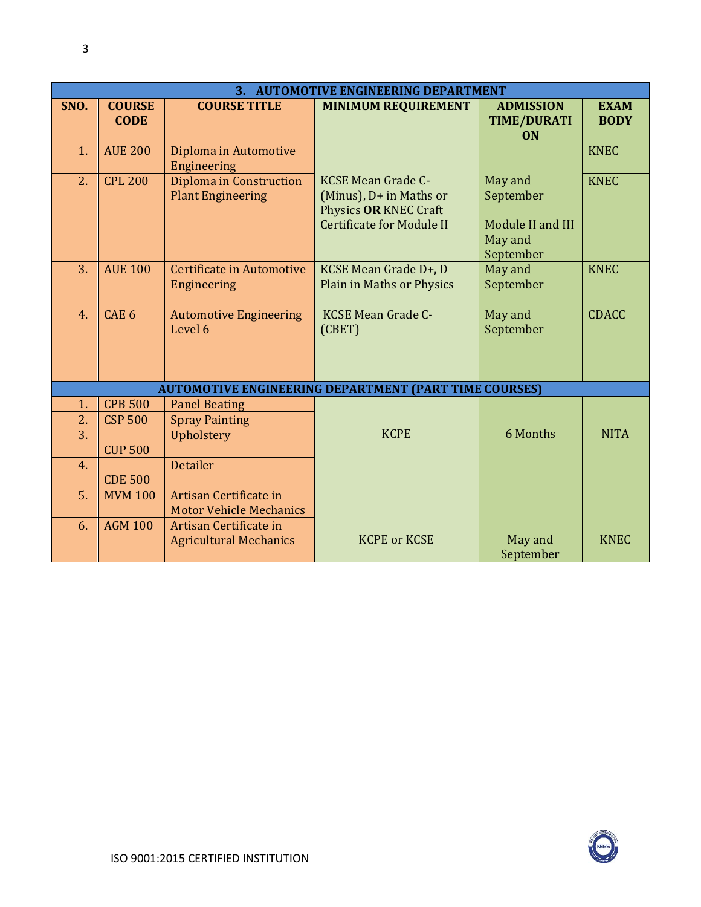| **3. AUTOMOTIVE ENGINEERING DEPARTMENT** | | | | | |
|---|---|---|---|---|---|
| **SNO.** | **COURSE CODE** | **COURSE TITLE** | **MINIMUM REQUIREMENT** | **ADMISSION TIME/DURATION** | **EXAM BODY** |
| 1. | AUE 200 | Diploma in Automotive Engineering | KCSE Mean Grade C- (Minus), D+ in Maths or Physics **OR** KNEC Craft Certificate for Module II | May and September<br><br>Module II and III May and September | KNEC |
| 2. | CPL 200 | Diploma in Construction Plant Engineering | | | KNEC |
| 3. | AUE 100 | Certificate in Automotive Engineering | KCSE Mean Grade D+, D Plain in Maths or Physics | May and September | KNEC |
| 4. | CAE 6 | Automotive Engineering Level 6 | KCSE Mean Grade C- (CBET) | May and September | CDACC |
| **AUTOMOTIVE ENGINEERING DEPARTMENT (PART TIME COURSES)** | | | | | |
| 1. | CPB 500 | Panel Beating | KCPE | 6 Months | NITA |
| 2. | CSP 500 | Spray Painting | | | |
| 3. | CUP 500 | Upholstery | | | |
| 4. | CDE 500 | Detailer | | | |
| 5. | MVM 100 | Artisan Certificate in Motor Vehicle Mechanics | KCPE or KCSE | May and September | KNEC |
| 6. | AGM 100 | Artisan Certificate in Agricultural Mechanics | | | |

ISO 9001:2015 CERTIFIED INSTITUTION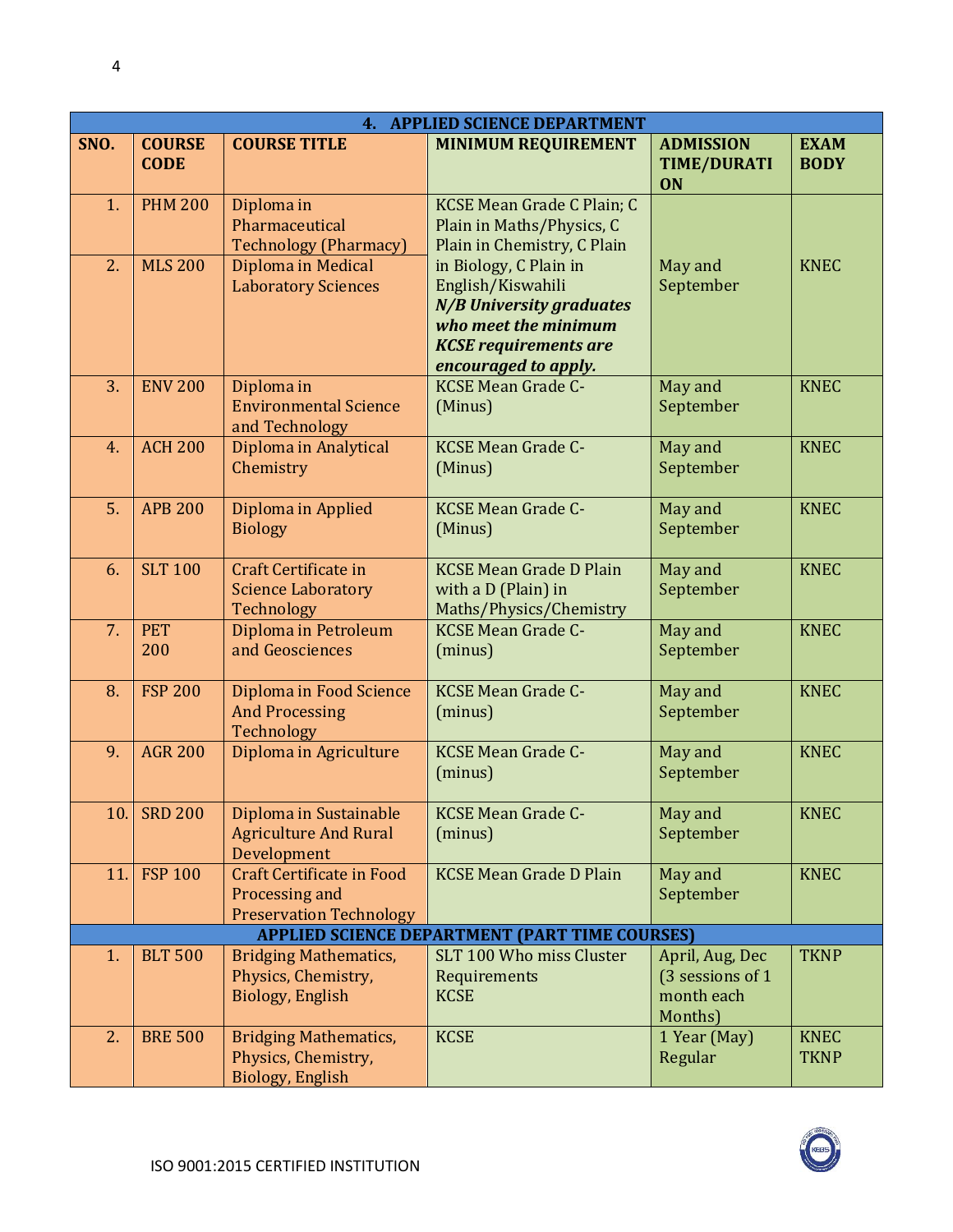| 4. APPLIED SCIENCE DEPARTMENT | | | | | |
|---|---|---|---|---|---|
| **SNO.** | **COURSE CODE** | **COURSE TITLE** | **MINIMUM REQUIREMENT** | **ADMISSION TIME/DURATION** | **EXAM BODY** |
| 1. | PHM 200 | Diploma in Pharmaceutical Technology (Pharmacy) | KCSE Mean Grade C Plain; C Plain in Maths/Physics, C Plain in Chemistry, C Plain in Biology, C Plain in English/Kiswahili ***N/B University graduates who meet the minimum KCSE requirements are encouraged to apply.*** | May and September | KNEC |
| 2. | MLS 200 | Diploma in Medical Laboratory Sciences | | | |
| 3. | ENV 200 | Diploma in Environmental Science and Technology | KCSE Mean Grade C- (Minus) | May and September | KNEC |
| 4. | ACH 200 | Diploma in Analytical Chemistry | KCSE Mean Grade C- (Minus) | May and September | KNEC |
| 5. | APB 200 | Diploma in Applied Biology | KCSE Mean Grade C- (Minus) | May and September | KNEC |
| 6. | SLT 100 | Craft Certificate in Science Laboratory Technology | KCSE Mean Grade D Plain with a D (Plain) in Maths/Physics/Chemistry | May and September | KNEC |
| 7. | PET 200 | Diploma in Petroleum and Geosciences | KCSE Mean Grade C- (minus) | May and September | KNEC |
| 8. | FSP 200 | Diploma in Food Science And Processing Technology | KCSE Mean Grade C- (minus) | May and September | KNEC |
| 9. | AGR 200 | Diploma in Agriculture | KCSE Mean Grade C- (minus) | May and September | KNEC |
| 10. | SRD 200 | Diploma in Sustainable Agriculture And Rural Development | KCSE Mean Grade C- (minus) | May and September | KNEC |
| 11. | FSP 100 | Craft Certificate in Food Processing and Preservation Technology | KCSE Mean Grade D Plain | May and September | KNEC |
| **APPLIED SCIENCE DEPARTMENT (PART TIME COURSES)** | | | | | |
| 1. | BLT 500 | Bridging Mathematics, Physics, Chemistry, Biology, English | SLT 100 Who miss Cluster Requirements KCSE | April, Aug, Dec (3 sessions of 1 month each Months) | TKNP |
| 2. | BRE 500 | Bridging Mathematics, Physics, Chemistry, Biology, English | KCSE | 1 Year (May) Regular | KNEC TKNP |

ISO 9001:2015 CERTIFIED INSTITUTION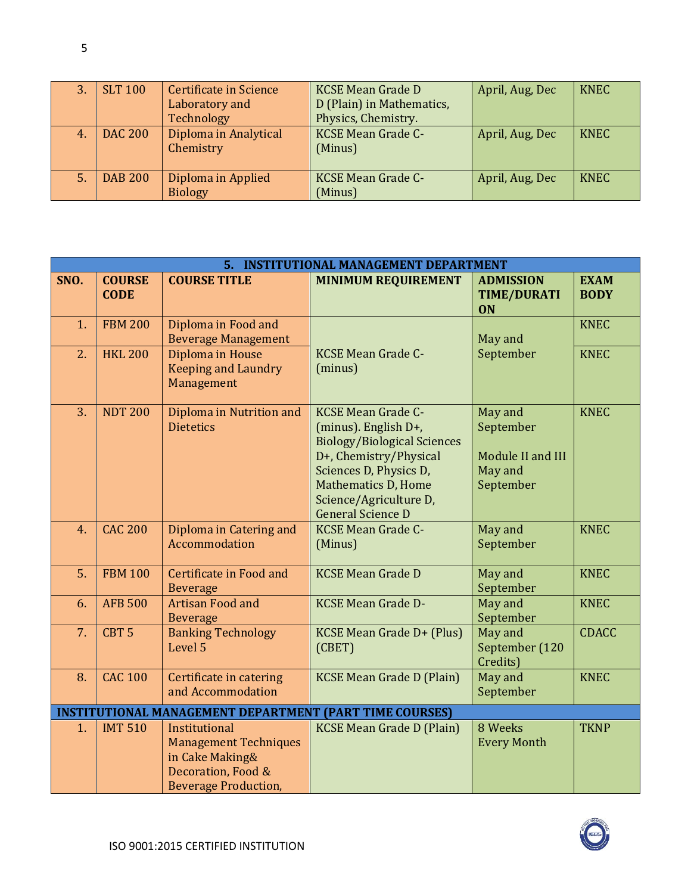| 3. | SLT 100 | Certificate in Science Laboratory and Technology | KCSE Mean Grade D<br>D (Plain) in Mathematics, Physics, Chemistry. | April, Aug, Dec | KNEC |
|---|---|---|---|---|---|
| 4. | DAC 200 | Diploma in Analytical Chemistry | KCSE Mean Grade C- (Minus) | April, Aug, Dec | KNEC |
| 5. | DAB 200 | Diploma in Applied Biology | KCSE Mean Grade C- (Minus) | April, Aug, Dec | KNEC |

| **5. INSTITUTIONAL MANAGEMENT DEPARTMENT** | | | | | |
|---|---|---|---|---|---|
| **SNO.** | **COURSE CODE** | **COURSE TITLE** | **MINIMUM REQUIREMENT** | **ADMISSION TIME/DURATION** | **EXAM BODY** |
| 1. | FBM 200 | Diploma in Food and Beverage Management | KCSE Mean Grade C- (minus) | May and September | KNEC |
| 2. | HKL 200 | Diploma in House Keeping and Laundry Management | KCSE Mean Grade C- (minus) | May and September | KNEC |
| 3. | NDT 200 | Diploma in Nutrition and Dietetics | KCSE Mean Grade C- (minus). English D+, Biology/Biological Sciences D+, Chemistry/Physical Sciences D, Physics D, Mathematics D, Home Science/Agriculture D, General Science D | May and September<br><br>Module II and III May and September | KNEC |
| 4. | CAC 200 | Diploma in Catering and Accommodation | KCSE Mean Grade C- (Minus) | May and September | KNEC |
| 5. | FBM 100 | Certificate in Food and Beverage | KCSE Mean Grade D | May and September | KNEC |
| 6. | AFB 500 | Artisan Food and Beverage | KCSE Mean Grade D- | May and September | KNEC |
| 7. | CBT 5 | Banking Technology Level 5 | KCSE Mean Grade D+ (Plus) (CBET) | May and September (120 Credits) | CDACC |
| 8. | CAC 100 | Certificate in catering and Accommodation | KCSE Mean Grade D (Plain) | May and September | KNEC |
| **INSTITUTIONAL MANAGEMENT DEPARTMENT (PART TIME COURSES)** | | | | | |
| 1. | IMT 510 | Institutional Management Techniques in Cake Making& Decoration, Food & Beverage Production, | KCSE Mean Grade D (Plain) | 8 Weeks Every Month | TKNP |

ISO 9001:2015 CERTIFIED INSTITUTION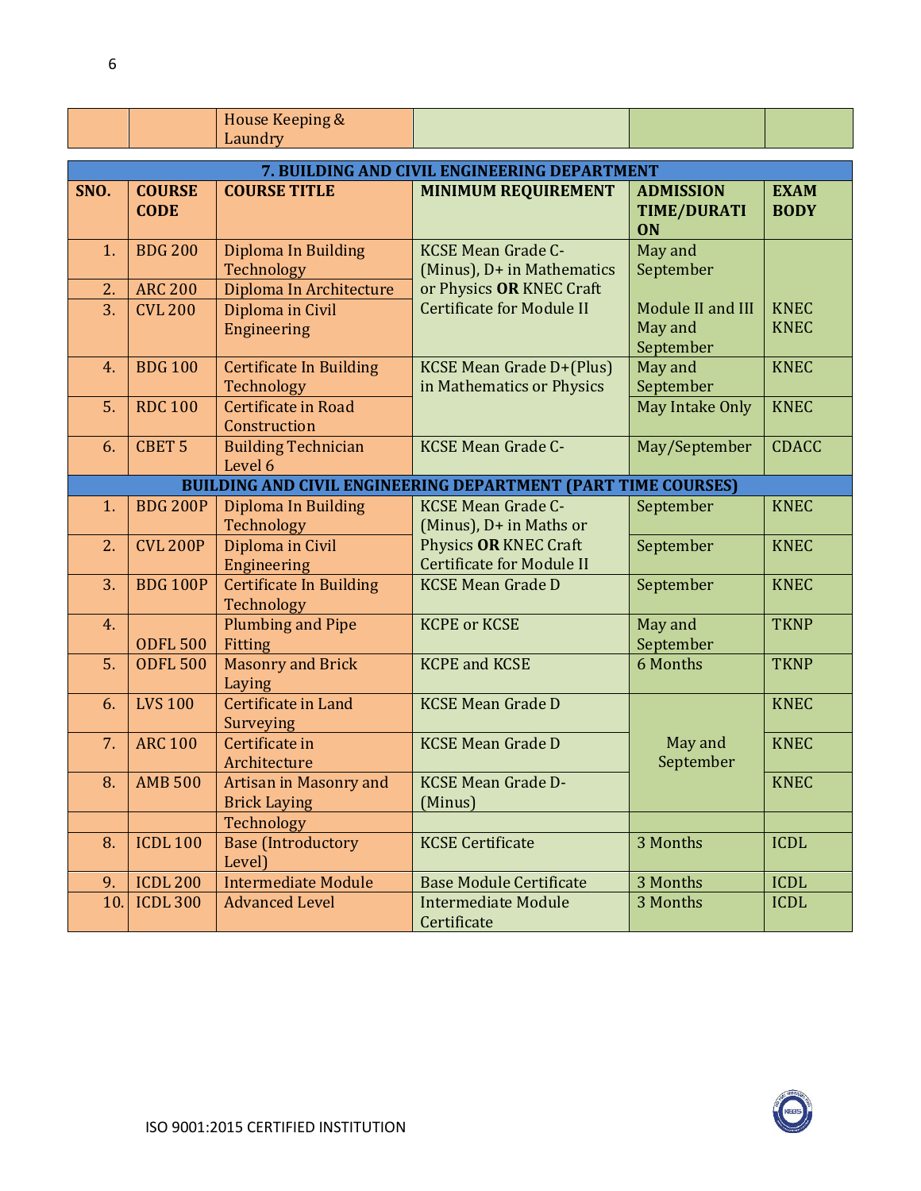| | | House Keeping & Laundry | | | |
|---|---|---|---|---|---|

| 7. BUILDING AND CIVIL ENGINEERING DEPARTMENT | | | | | |
|---|---|---|---|---|---|
| **SNO.** | **COURSE CODE** | **COURSE TITLE** | **MINIMUM REQUIREMENT** | **ADMISSION TIME/DURATION** | **EXAM BODY** |
| 1. | BDG 200 | Diploma In Building Technology | KCSE Mean Grade C- (Minus), D+ in Mathematics or Physics **OR** KNEC Craft Certificate for Module II | May and September | |
| 2. | ARC 200 | Diploma In Architecture | | | |
| 3. | CVL 200 | Diploma in Civil Engineering | | Module II and III May and September | KNEC KNEC |
| 4. | BDG 100 | Certificate In Building Technology | KCSE Mean Grade D+(Plus) in Mathematics or Physics | May and September | KNEC |
| 5. | RDC 100 | Certificate in Road Construction | | May Intake Only | KNEC |
| 6. | CBET 5 | Building Technician Level 6 | KCSE Mean Grade C- | May/September | CDACC |
| **BUILDING AND CIVIL ENGINEERING DEPARTMENT (PART TIME COURSES)** | | | | | |
| 1. | BDG 200P | Diploma In Building Technology | KCSE Mean Grade C- (Minus), D+ in Maths or Physics **OR** KNEC Craft Certificate for Module II | September | KNEC |
| 2. | CVL 200P | Diploma in Civil Engineering | | September | KNEC |
| 3. | BDG 100P | Certificate In Building Technology | KCSE Mean Grade D | September | KNEC |
| 4. | ODFL 500 | Plumbing and Pipe Fitting | KCPE or KCSE | May and September | TKNP |
| 5. | ODFL 500 | Masonry and Brick Laying | KCPE and KCSE | 6 Months | TKNP |
| 6. | LVS 100 | Certificate in Land Surveying | KCSE Mean Grade D | May and September | KNEC |
| 7. | ARC 100 | Certificate in Architecture | KCSE Mean Grade D | | KNEC |
| 8. | AMB 500 | Artisan in Masonry and Brick Laying | KCSE Mean Grade D- (Minus) | | KNEC |
| | | Technology | | | |
| 8. | ICDL 100 | Base (Introductory Level) | KCSE Certificate | 3 Months | ICDL |
| 9. | ICDL 200 | Intermediate Module | Base Module Certificate | 3 Months | ICDL |
| 10. | ICDL 300 | Advanced Level | Intermediate Module Certificate | 3 Months | ICDL |

ISO 9001:2015 CERTIFIED INSTITUTION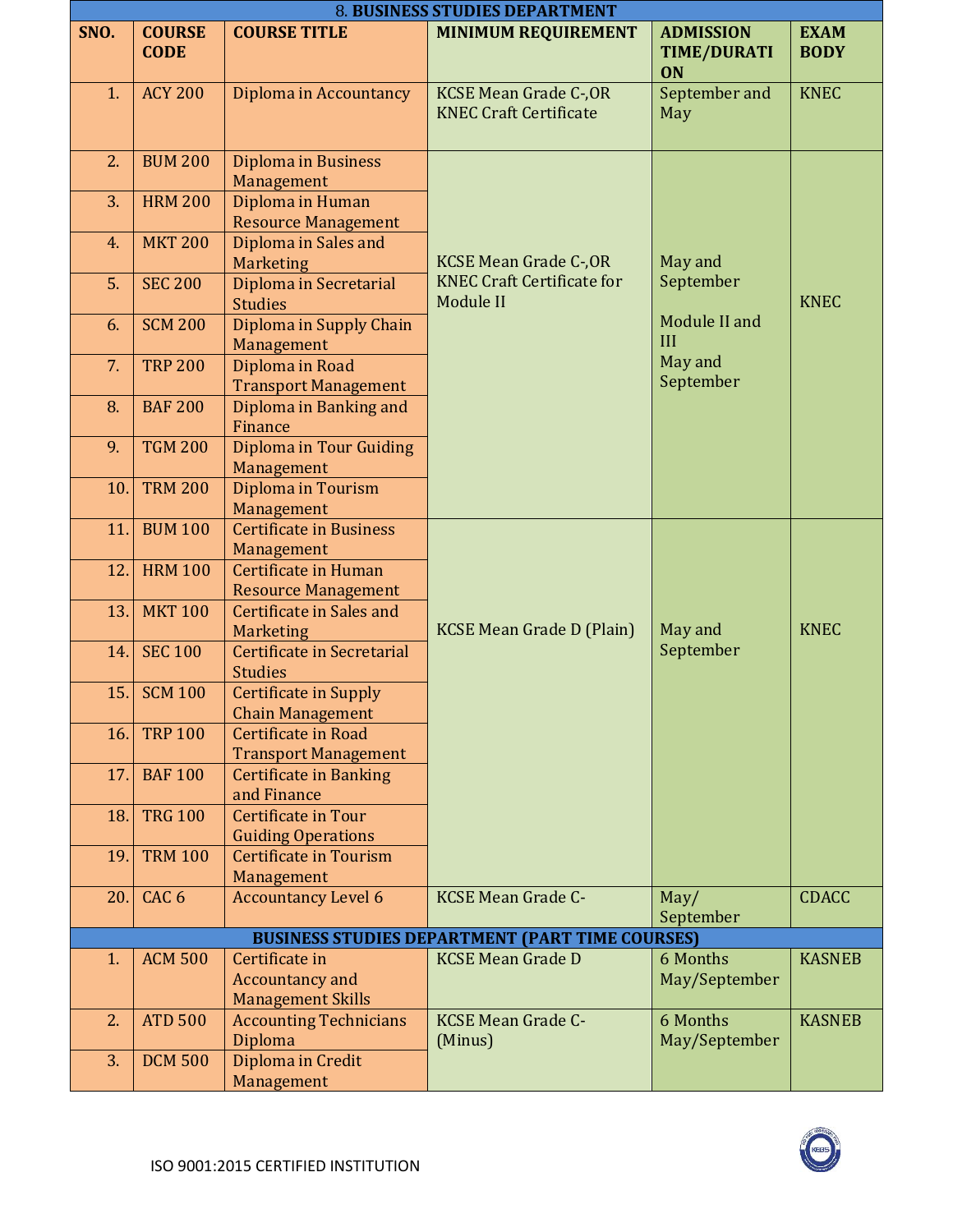## 8. BUSINESS STUDIES DEPARTMENT

| SNO. | COURSE CODE | COURSE TITLE | MINIMUM REQUIREMENT | ADMISSION TIME/DURATION | EXAM BODY |
|---|---|---|---|---|---|
| 1. | ACY 200 | Diploma in Accountancy | KCSE Mean Grade C-,OR KNEC Craft Certificate | September and May | KNEC |
| 2. | BUM 200 | Diploma in Business Management | KCSE Mean Grade C-,OR KNEC Craft Certificate for Module II | May and September<br><br>Module II and III<br>May and September | KNEC |
| 3. | HRM 200 | Diploma in Human Resource Management | | | |
| 4. | MKT 200 | Diploma in Sales and Marketing | | | |
| 5. | SEC 200 | Diploma in Secretarial Studies | | | |
| 6. | SCM 200 | Diploma in Supply Chain Management | | | |
| 7. | TRP 200 | Diploma in Road Transport Management | | | |
| 8. | BAF 200 | Diploma in Banking and Finance | | | |
| 9. | TGM 200 | Diploma in Tour Guiding Management | | | |
| 10. | TRM 200 | Diploma in Tourism Management | | | |
| 11. | BUM 100 | Certificate in Business Management | KCSE Mean Grade D (Plain) | May and September | KNEC |
| 12. | HRM 100 | Certificate in Human Resource Management | | | |
| 13. | MKT 100 | Certificate in Sales and Marketing | | | |
| 14. | SEC 100 | Certificate in Secretarial Studies | | | |
| 15. | SCM 100 | Certificate in Supply Chain Management | | | |
| 16. | TRP 100 | Certificate in Road Transport Management | | | |
| 17. | BAF 100 | Certificate in Banking and Finance | | | |
| 18. | TRG 100 | Certificate in Tour Guiding Operations | | | |
| 19. | TRM 100 | Certificate in Tourism Management | | | |
| 20. | CAC 6 | Accountancy Level 6 | KCSE Mean Grade C- | May/ September | CDACC |

## BUSINESS STUDIES DEPARTMENT (PART TIME COURSES)

| SNO. | COURSE CODE | COURSE TITLE | MINIMUM REQUIREMENT | ADMISSION TIME/DURATION | EXAM BODY |
|---|---|---|---|---|---|
| 1. | ACM 500 | Certificate in Accountancy and Management Skills | KCSE Mean Grade D | 6 Months May/September | KASNEB |
| 2. | ATD 500 | Accounting Technicians Diploma | KCSE Mean Grade C- (Minus) | 6 Months May/September | KASNEB |
| 3. | DCM 500 | Diploma in Credit Management | | | |

ISO 9001:2015 CERTIFIED INSTITUTION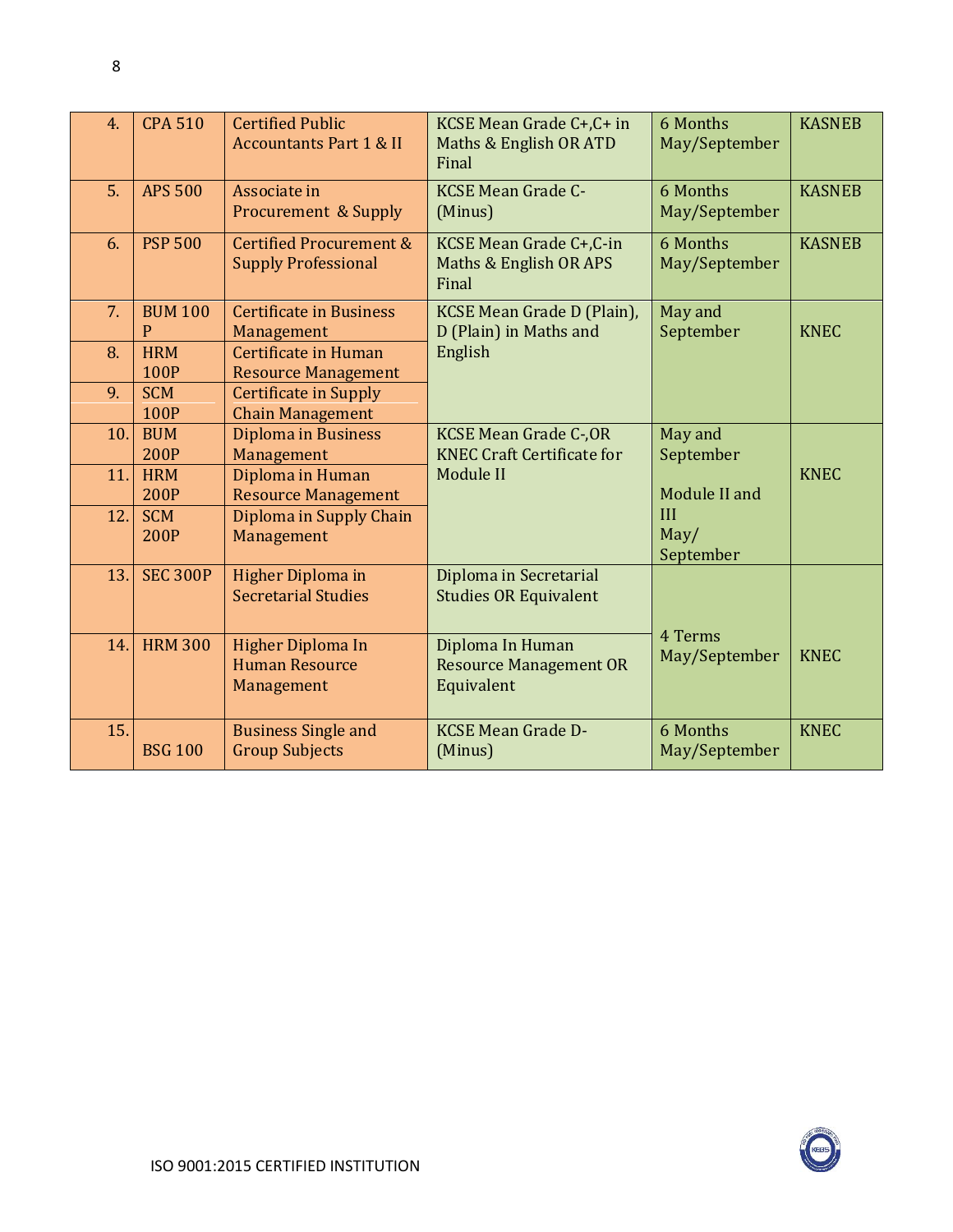| 4. | CPA 510 | Certified Public Accountants Part 1 & II | KCSE Mean Grade C+,C+ in Maths & English OR ATD Final | 6 Months May/September | KASNEB |
|---|---|---|---|---|---|
| 5. | APS 500 | Associate in Procurement & Supply | KCSE Mean Grade C- (Minus) | 6 Months May/September | KASNEB |
| 6. | PSP 500 | Certified Procurement & Supply Professional | KCSE Mean Grade C+,C-in Maths & English OR APS Final | 6 Months May/September | KASNEB |
| 7. | BUM 100 P | Certificate in Business Management | KCSE Mean Grade D (Plain), D (Plain) in Maths and English | May and September | KNEC |
| 8. | HRM 100P | Certificate in Human Resource Management | | | |
| 9. | SCM 100P | Certificate in Supply Chain Management | | | |
| 10. | BUM 200P | Diploma in Business Management | KCSE Mean Grade C-,OR KNEC Craft Certificate for Module II | May and September<br><br>Module II and III<br>May/<br>September | KNEC |
| 11. | HRM 200P | Diploma in Human Resource Management | | | |
| 12. | SCM 200P | Diploma in Supply Chain Management | | | |
| 13. | SEC 300P | Higher Diploma in Secretarial Studies | Diploma in Secretarial Studies OR Equivalent | 4 Terms May/September | KNEC |
| 14. | HRM 300 | Higher Diploma In Human Resource Management | Diploma In Human Resource Management OR Equivalent | | |
| 15. | BSG 100 | Business Single and Group Subjects | KCSE Mean Grade D- (Minus) | 6 Months May/September | KNEC |

ISO 9001:2015 CERTIFIED INSTITUTION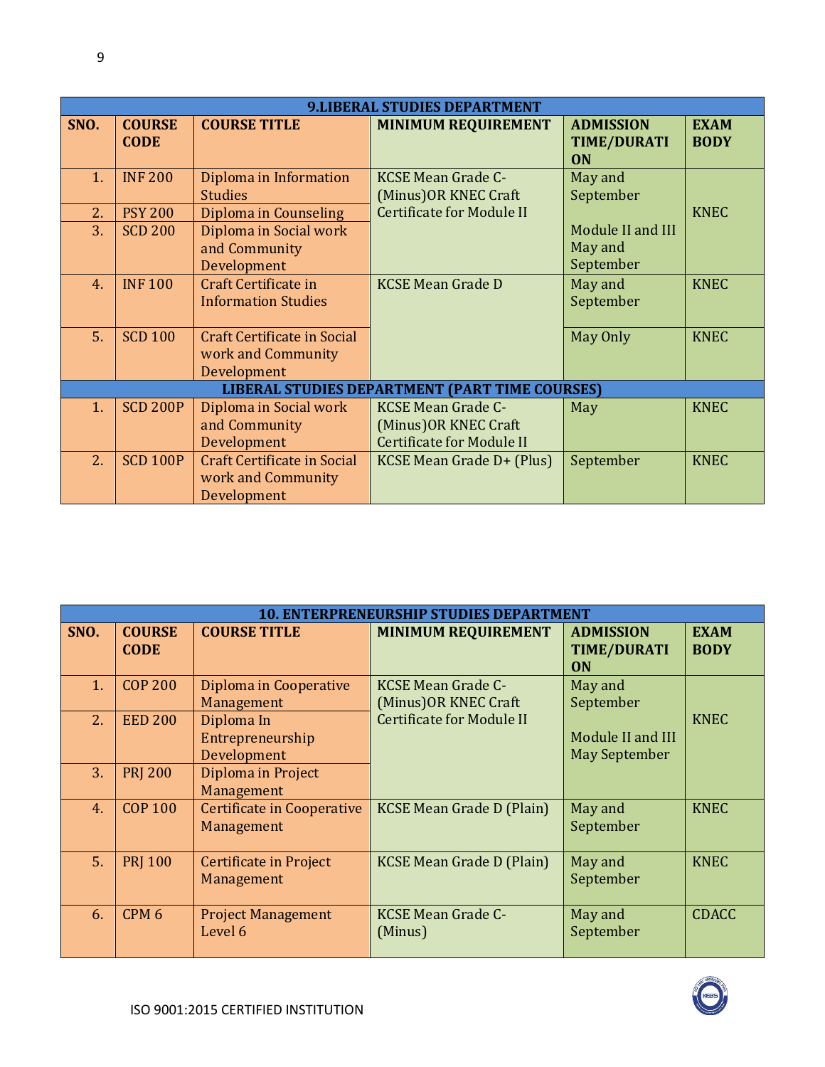| 9.LIBERAL STUDIES DEPARTMENT | | | | | |
|---|---|---|---|---|---|
| **SNO.** | **COURSE CODE** | **COURSE TITLE** | **MINIMUM REQUIREMENT** | **ADMISSION TIME/DURATION** | **EXAM BODY** |
| 1. | INF 200 | Diploma in Information Studies | KCSE Mean Grade C-(Minus)OR KNEC Craft Certificate for Module II | May and September<br><br>Module II and III May and September | KNEC |
| 2. | PSY 200 | Diploma in Counseling | | | |
| 3. | SCD 200 | Diploma in Social work and Community Development | | | |
| 4. | INF 100 | Craft Certificate in Information Studies | KCSE Mean Grade D | May and September | KNEC |
| 5. | SCD 100 | Craft Certificate in Social work and Community Development | | May Only | KNEC |
| **LIBERAL STUDIES DEPARTMENT (PART TIME COURSES)** | | | | | |
| 1. | SCD 200P | Diploma in Social work and Community Development | KCSE Mean Grade C-(Minus)OR KNEC Craft Certificate for Module II | May | KNEC |
| 2. | SCD 100P | Craft Certificate in Social work and Community Development | KCSE Mean Grade D+ (Plus) | September | KNEC |

| 10. ENTREPRENEURSHIP STUDIES DEPARTMENT | | | | | |
|---|---|---|---|---|---|
| **SNO.** | **COURSE CODE** | **COURSE TITLE** | **MINIMUM REQUIREMENT** | **ADMISSION TIME/DURATION** | **EXAM BODY** |
| 1. | COP 200 | Diploma in Cooperative Management | KCSE Mean Grade C-(Minus)OR KNEC Craft Certificate for Module II | May and September<br><br>Module II and III May September | KNEC |
| 2. | EED 200 | Diploma In Entrepreneurship Development | | | |
| 3. | PRJ 200 | Diploma in Project Management | | | |
| 4. | COP 100 | Certificate in Cooperative Management | KCSE Mean Grade D (Plain) | May and September | KNEC |
| 5. | PRJ 100 | Certificate in Project Management | KCSE Mean Grade D (Plain) | May and September | KNEC |
| 6. | CPM 6 | Project Management Level 6 | KCSE Mean Grade C-(Minus) | May and September | CDACC |

ISO 9001:2015 CERTIFIED INSTITUTION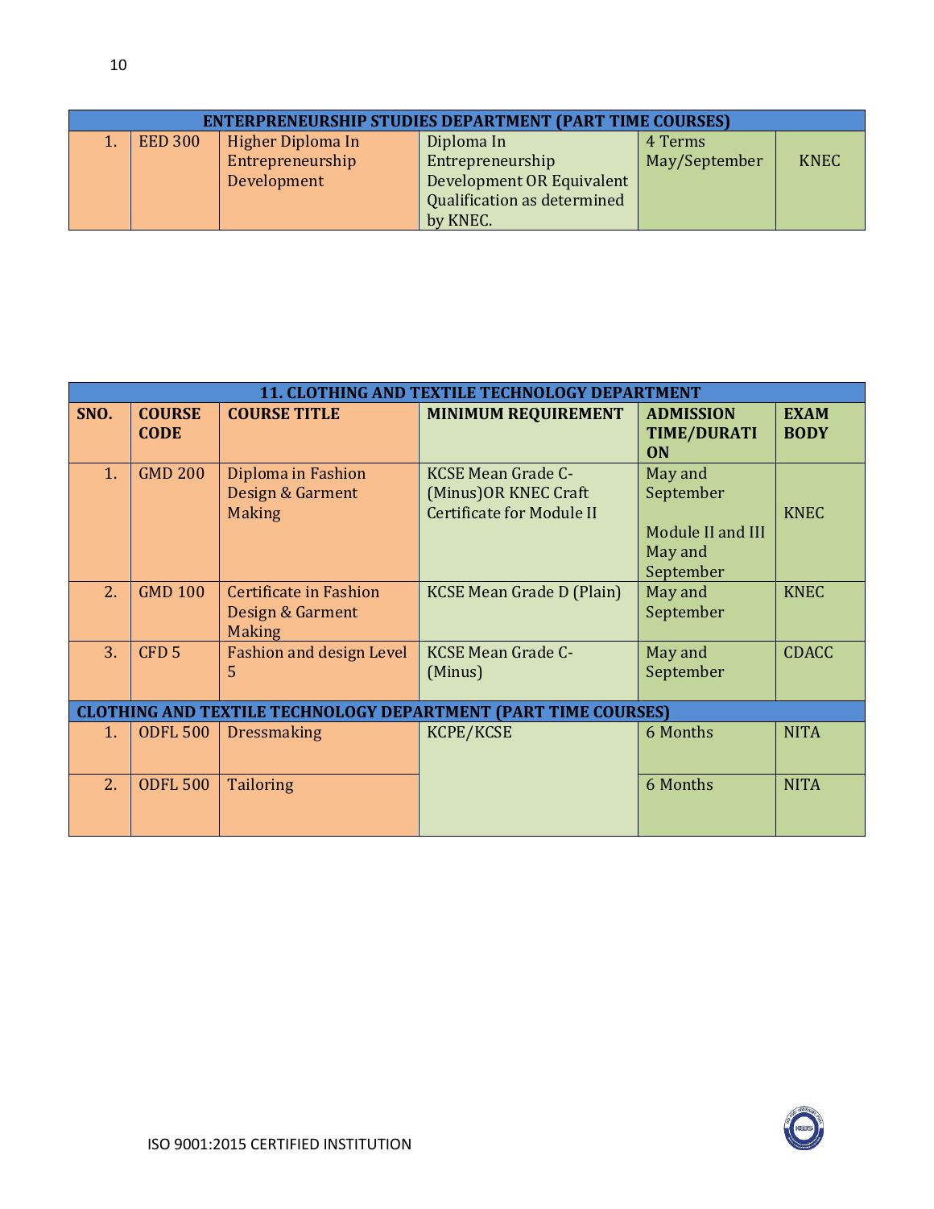| ENTREPRENEURSHIP STUDIES DEPARTMENT (PART TIME COURSES) | | | | | |
|---|---|---|---|---|---|
| 1. | EED 300 | Higher Diploma In Entrepreneurship Development | Diploma In Entrepreneurship Development OR Equivalent Qualification as determined by KNEC. | 4 Terms May/September | KNEC |

| 11. CLOTHING AND TEXTILE TECHNOLOGY DEPARTMENT | | | | | |
|---|---|---|---|---|---|
| **SNO.** | **COURSE CODE** | **COURSE TITLE** | **MINIMUM REQUIREMENT** | **ADMISSION TIME/DURATION** | **EXAM BODY** |
| 1. | GMD 200 | Diploma in Fashion Design & Garment Making | KCSE Mean Grade C-(Minus)OR KNEC Craft Certificate for Module II | May and September<br><br>Module II and III May and September | KNEC |
| 2. | GMD 100 | Certificate in Fashion Design & Garment Making | KCSE Mean Grade D (Plain) | May and September | KNEC |
| 3. | CFD 5 | Fashion and design Level 5 | KCSE Mean Grade C-(Minus) | May and September | CDACC |
| **CLOTHING AND TEXTILE TECHNOLOGY DEPARTMENT (PART TIME COURSES)** | | | | | |
| 1. | ODFL 500 | Dressmaking | KCPE/KCSE | 6 Months | NITA |
| 2. | ODFL 500 | Tailoring | | 6 Months | NITA |

ISO 9001:2015 CERTIFIED INSTITUTION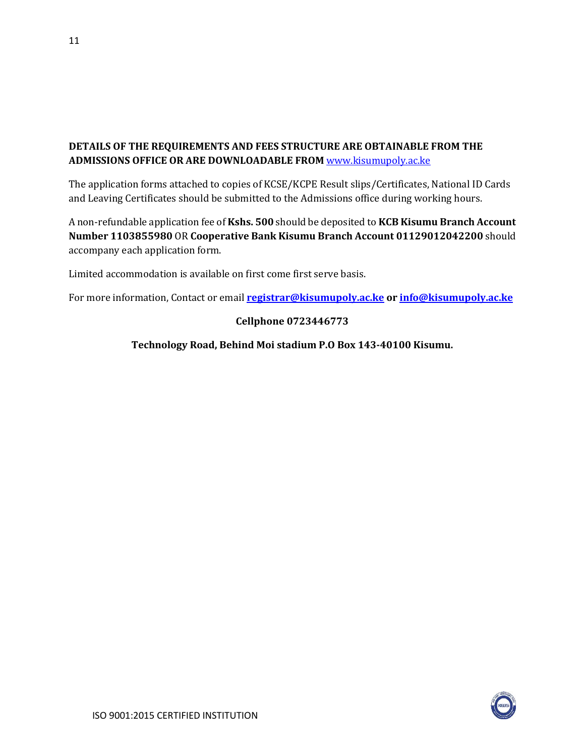**DETAILS OF THE REQUIREMENTS AND FEES STRUCTURE ARE OBTAINABLE FROM THE ADMISSIONS OFFICE OR ARE DOWNLOADABLE FROM** www.kisumupoly.ac.ke

The application forms attached to copies of KCSE/KCPE Result slips/Certificates, National ID Cards and Leaving Certificates should be submitted to the Admissions office during working hours.

A non-refundable application fee of **Kshs. 500** should be deposited to **KCB Kisumu Branch Account Number 1103855980** OR **Cooperative Bank Kisumu Branch Account 01129012042200** should accompany each application form.

Limited accommodation is available on first come first serve basis.

For more information, Contact or email **registrar@kisumupoly.ac.ke or info@kisumupoly.ac.ke**

**Cellphone 0723446773**

**Technology Road, Behind Moi stadium P.O Box 143-40100 Kisumu.**